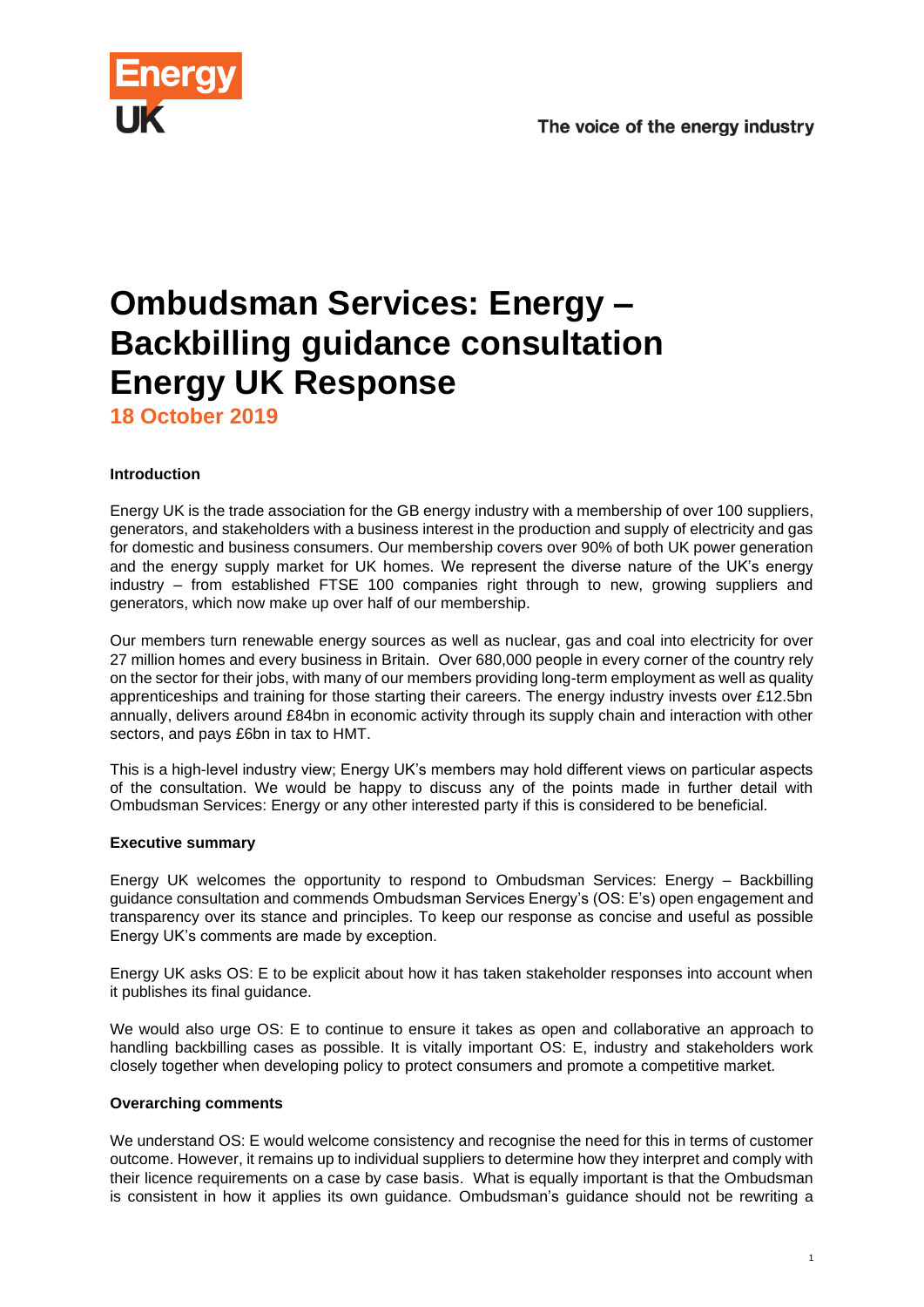# Ombudsman Services: Energy – Backbilling guidance consultation Energy UK Response

**18 October 2019**

**Introduction**

Energy UK is the trade association for the GB energy industry with a membership of over 100 suppliers, generators, and stakeholders with a business interest in the production and supply of electricity and gas for domestic and business consumers. Our membership covers over 90% of both UK power generation and the energy supply market for UK homes. We represent the diverse nature of the UK's energy industry – from established FTSE 100 companies right through to new, growing suppliers and generators, which now make up over half of our membership.

Our members turn renewable energy sources as well as nuclear, gas and coal into electricity for over 27 million homes and every business in Britain. Over 680,000 people in every corner of the country rely on the sector for their jobs, with many of our members providing long-term employment as well as quality apprenticeships and training for those starting their careers. The energy industry invests over £12.5bn annually, delivers around £84bn in economic activity through its supply chain and interaction with other sectors, and pays £6bn in tax to HMT.

This is a high-level industry view; Energy UK's members may hold different views on particular aspects of the consultation. We would be happy to discuss any of the points made in further detail with Ombudsman Services: Energy or any other interested party if this is considered to be beneficial.

**Executive summary**

Energy UK welcomes the opportunity to respond to Ombudsman Services: Energy – Backbilling guidance consultation and commends Ombudsman Services Energy's (OS: E's) open engagement and transparency over its stance and principles. To keep our response as concise and useful as possible Energy UK's comments are made by exception.

Energy UK asks OS: E to be explicit about how it has taken stakeholder responses into account when it publishes its final guidance.

We would also urge OS: E to continue to ensure it takes as open and collaborative an approach to handling backbilling cases as possible. It is vitally important OS: E, industry and stakeholders work closely together when developing policy to protect consumers and promote a competitive market.

**Overarching comments**

We understand OS: E would welcome consistency and recognise the need for this in terms of customer outcome. However, it remains up to individual suppliers to determine how they interpret and comply with their licence requirements on a case by case basis. What is equally important is that the Ombudsman is consistent in how it applies its own guidance. Ombudsman's guidance should not be rewriting a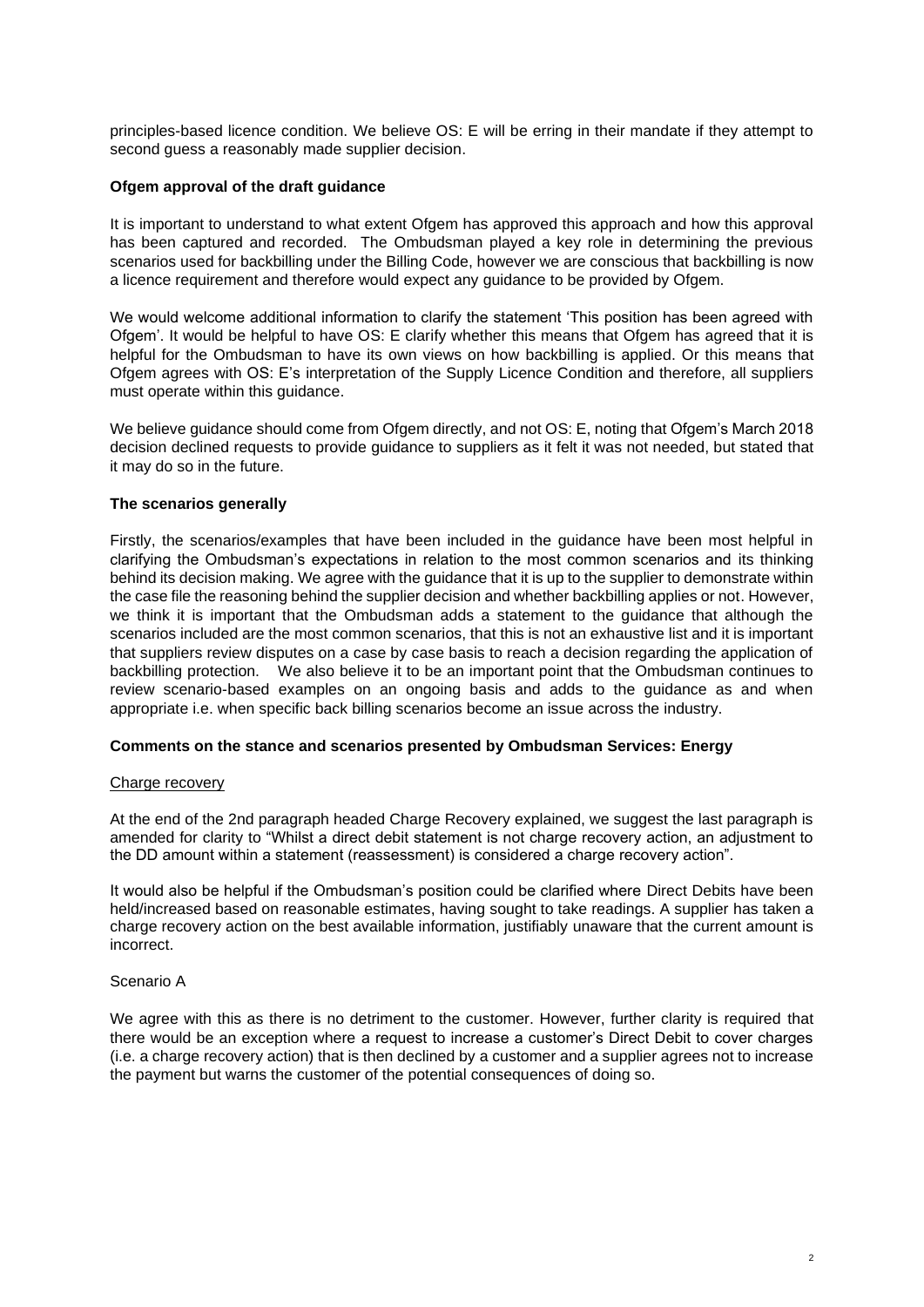principles-based licence condition. We believe OS: E will be erring in their mandate if they attempt to second guess a reasonably made supplier decision.

**Ofgem approval of the draft guidance**

It is important to understand to what extent Ofgem has approved this approach and how this approval has been captured and recorded. The Ombudsman played a key role in determining the previous scenarios used for backbilling under the Billing Code, however we are conscious that backbilling is now a licence requirement and therefore would expect any guidance to be provided by Ofgem.

We would welcome additional information to clarify the statement 'This position has been agreed with Ofgem'. It would be helpful to have OS: E clarify whether this means that Ofgem has agreed that it is helpful for the Ombudsman to have its own views on how backbilling is applied. Or this means that Ofgem agrees with OS: E's interpretation of the Supply Licence Condition and therefore, all suppliers must operate within this guidance.

We believe guidance should come from Ofgem directly, and not OS: E, noting that Ofgem's March 2018 decision declined requests to provide guidance to suppliers as it felt it was not needed, but stated that it may do so in the future.

**The scenarios generally**

Firstly, the scenarios/examples that have been included in the guidance have been most helpful in clarifying the Ombudsman's expectations in relation to the most common scenarios and its thinking behind its decision making. We agree with the guidance that it is up to the supplier to demonstrate within the case file the reasoning behind the supplier decision and whether backbilling applies or not. However, we think it is important that the Ombudsman adds a statement to the guidance that although the scenarios included are the most common scenarios, that this is not an exhaustive list and it is important that suppliers review disputes on a case by case basis to reach a decision regarding the application of backbilling protection. We also believe it to be an important point that the Ombudsman continues to review scenario-based examples on an ongoing basis and adds to the guidance as and when appropriate i.e. when specific back billing scenarios become an issue across the industry.

**Comments on the stance and scenarios presented by Ombudsman Services: Energy**

Charge recovery

At the end of the 2nd paragraph headed Charge Recovery explained, we suggest the last paragraph is amended for clarity to "Whilst a direct debit statement is not charge recovery action, an adjustment to the DD amount within a statement (reassessment) is considered a charge recovery action".

It would also be helpful if the Ombudsman's position could be clarified where Direct Debits have been held/increased based on reasonable estimates, having sought to take readings. A supplier has taken a charge recovery action on the best available information, justifiably unaware that the current amount is incorrect.

Scenario A

We agree with this as there is no detriment to the customer. However, further clarity is required that there would be an exception where a request to increase a customer's Direct Debit to cover charges (i.e. a charge recovery action) that is then declined by a customer and a supplier agrees not to increase the payment but warns the customer of the potential consequences of doing so.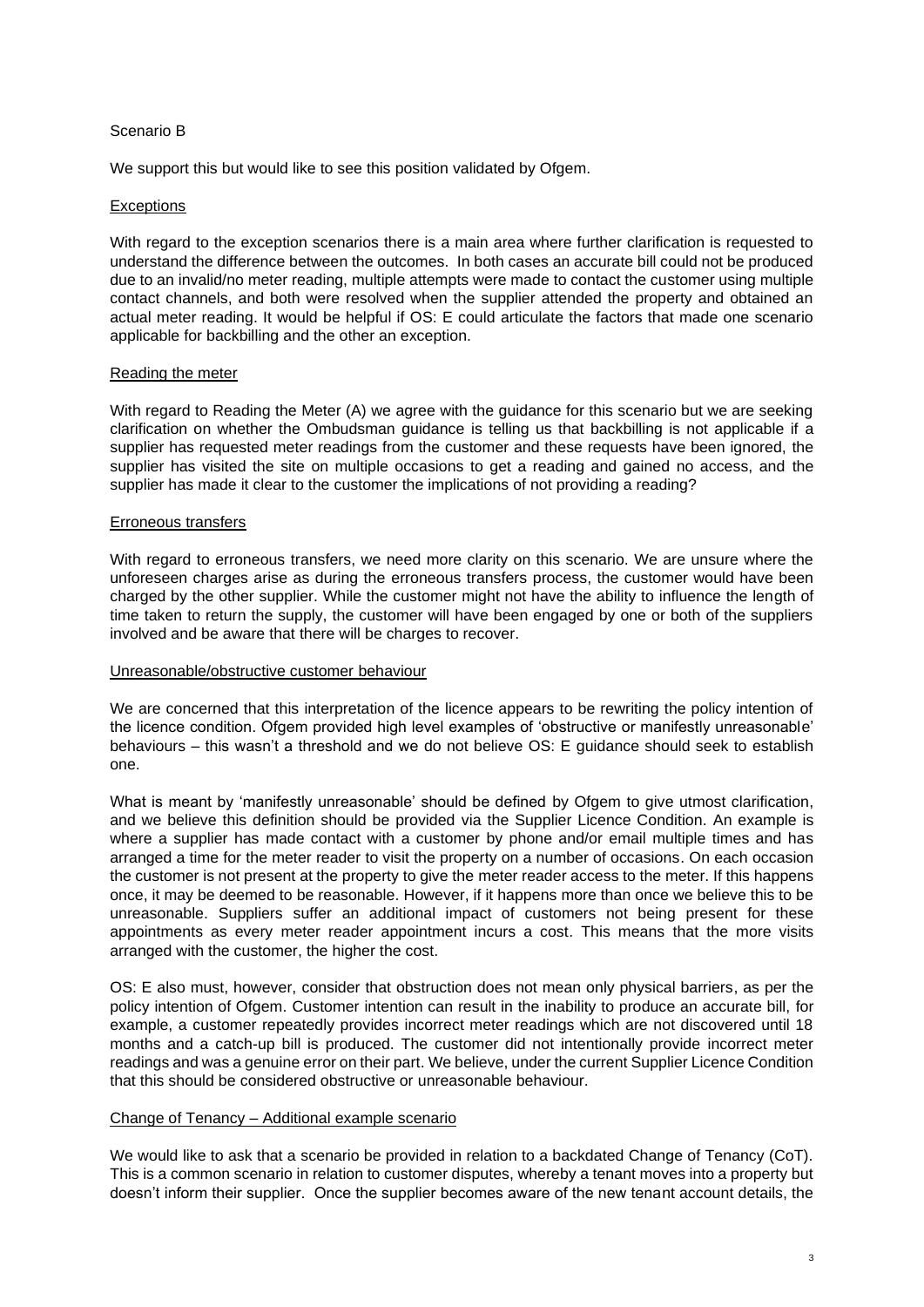Scenario B

We support this but would like to see this position validated by Ofgem.

Exceptions

With regard to the exception scenarios there is a main area where further clarification is requested to understand the difference between the outcomes. In both cases an accurate bill could not be produced due to an invalid/no meter reading, multiple attempts were made to contact the customer using multiple contact channels, and both were resolved when the supplier attended the property and obtained an actual meter reading. It would be helpful if OS: E could articulate the factors that made one scenario applicable for backbilling and the other an exception.

Reading the meter

With regard to Reading the Meter (A) we agree with the guidance for this scenario but we are seeking clarification on whether the Ombudsman guidance is telling us that backbilling is not applicable if a supplier has requested meter readings from the customer and these requests have been ignored, the supplier has visited the site on multiple occasions to get a reading and gained no access, and the supplier has made it clear to the customer the implications of not providing a reading?

Erroneous transfers

With regard to erroneous transfers, we need more clarity on this scenario. We are unsure where the unforeseen charges arise as during the erroneous transfers process, the customer would have been charged by the other supplier. While the customer might not have the ability to influence the length of time taken to return the supply, the customer will have been engaged by one or both of the suppliers involved and be aware that there will be charges to recover.

Unreasonable/obstructive customer behaviour

We are concerned that this interpretation of the licence appears to be rewriting the policy intention of the licence condition. Ofgem provided high level examples of 'obstructive or manifestly unreasonable' behaviours – this wasn't a threshold and we do not believe OS: E guidance should seek to establish one.

What is meant by 'manifestly unreasonable' should be defined by Ofgem to give utmost clarification, and we believe this definition should be provided via the Supplier Licence Condition. An example is where a supplier has made contact with a customer by phone and/or email multiple times and has arranged a time for the meter reader to visit the property on a number of occasions. On each occasion the customer is not present at the property to give the meter reader access to the meter. If this happens once, it may be deemed to be reasonable. However, if it happens more than once we believe this to be unreasonable. Suppliers suffer an additional impact of customers not being present for these appointments as every meter reader appointment incurs a cost. This means that the more visits arranged with the customer, the higher the cost.

OS: E also must, however, consider that obstruction does not mean only physical barriers, as per the policy intention of Ofgem. Customer intention can result in the inability to produce an accurate bill, for example, a customer repeatedly provides incorrect meter readings which are not discovered until 18 months and a catch-up bill is produced. The customer did not intentionally provide incorrect meter readings and was a genuine error on their part. We believe, under the current Supplier Licence Condition that this should be considered obstructive or unreasonable behaviour.

Change of Tenancy – Additional example scenario

We would like to ask that a scenario be provided in relation to a backdated Change of Tenancy (CoT). This is a common scenario in relation to customer disputes, whereby a tenant moves into a property but doesn't inform their supplier. Once the supplier becomes aware of the new tenant account details, the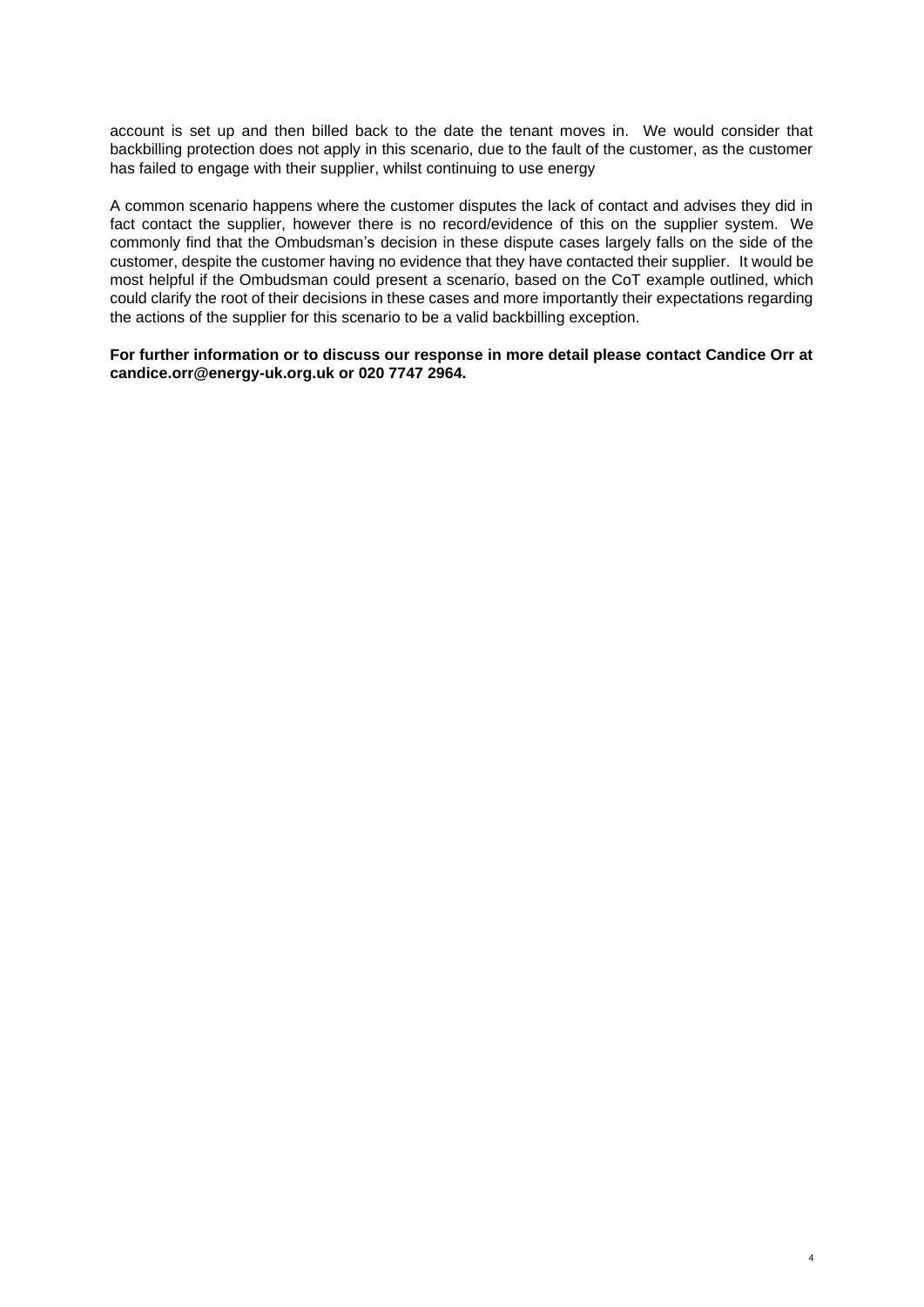account is set up and then billed back to the date the tenant moves in. We would consider that backbilling protection does not apply in this scenario, due to the fault of the customer, as the customer has failed to engage with their supplier, whilst continuing to use energy

A common scenario happens where the customer disputes the lack of contact and advises they did in fact contact the supplier, however there is no record/evidence of this on the supplier system. We commonly find that the Ombudsman's decision in these dispute cases largely falls on the side of the customer, despite the customer having no evidence that they have contacted their supplier. It would be most helpful if the Ombudsman could present a scenario, based on the CoT example outlined, which could clarify the root of their decisions in these cases and more importantly their expectations regarding the actions of the supplier for this scenario to be a valid backbilling exception.

**For further information or to discuss our response in more detail please contact Candice Orr at candice.orr@energy-uk.org.uk or 020 7747 2964.**